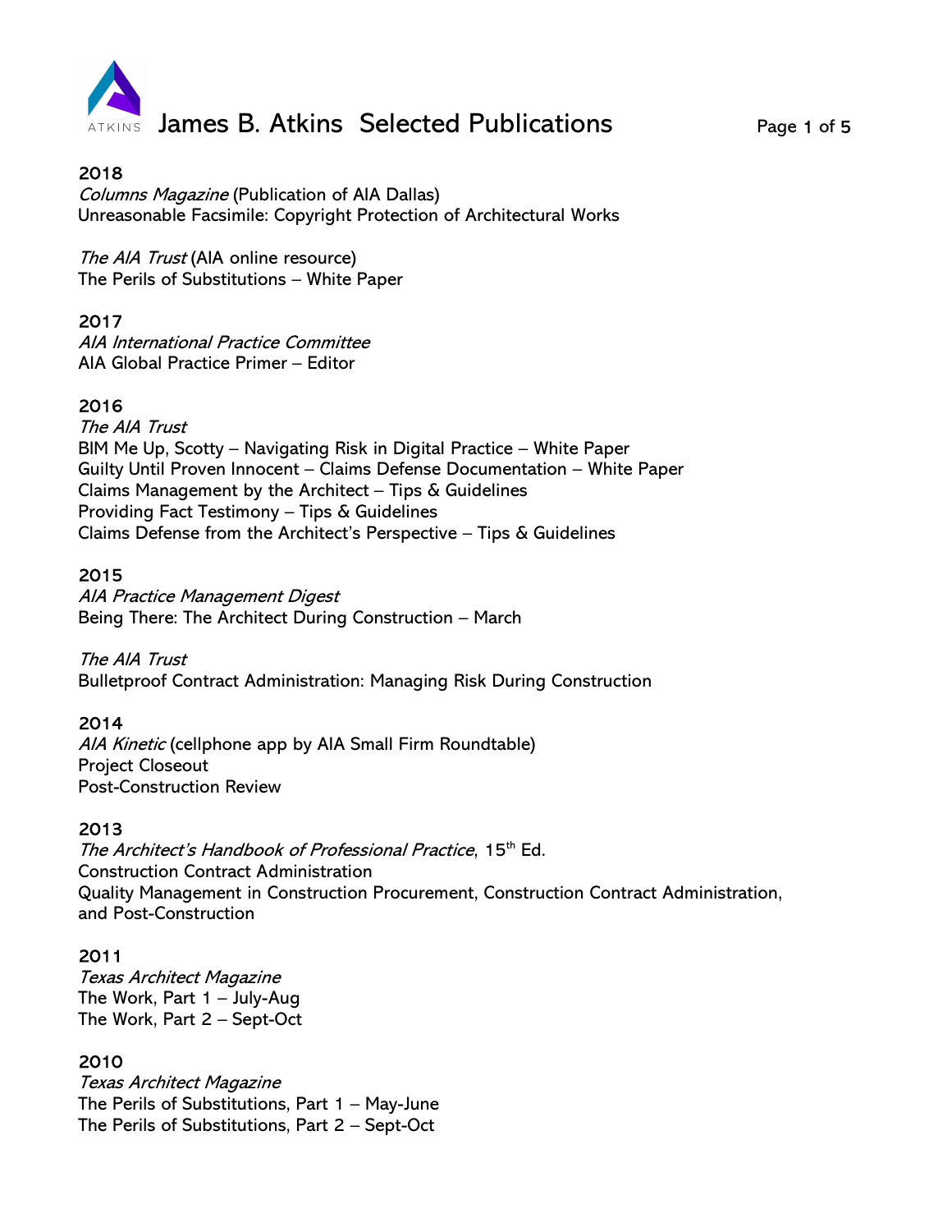# James B. Atkins Selected Publications

**2018**
*Columns Magazine* (Publication of AIA Dallas)
Unreasonable Facsimile: Copyright Protection of Architectural Works

*The AIA Trust* (AIA online resource)
The Perils of Substitutions – White Paper

**2017**
*AIA International Practice Committee*
AIA Global Practice Primer – Editor

**2016**
*The AIA Trust*
BIM Me Up, Scotty – Navigating Risk in Digital Practice – White Paper
Guilty Until Proven Innocent – Claims Defense Documentation – White Paper
Claims Management by the Architect – Tips & Guidelines
Providing Fact Testimony – Tips & Guidelines
Claims Defense from the Architect's Perspective – Tips & Guidelines

**2015**
*AIA Practice Management Digest*
Being There: The Architect During Construction – March

*The AIA Trust*
Bulletproof Contract Administration: Managing Risk During Construction

**2014**
*AIA Kinetic* (cellphone app by AIA Small Firm Roundtable)
Project Closeout
Post-Construction Review

**2013**
*The Architect's Handbook of Professional Practice*, 15th Ed.
Construction Contract Administration
Quality Management in Construction Procurement, Construction Contract Administration, and Post-Construction

**2011**
*Texas Architect Magazine*
The Work, Part 1 – July-Aug
The Work, Part 2 – Sept-Oct

**2010**
*Texas Architect Magazine*
The Perils of Substitutions, Part 1 – May-June
The Perils of Substitutions, Part 2 – Sept-Oct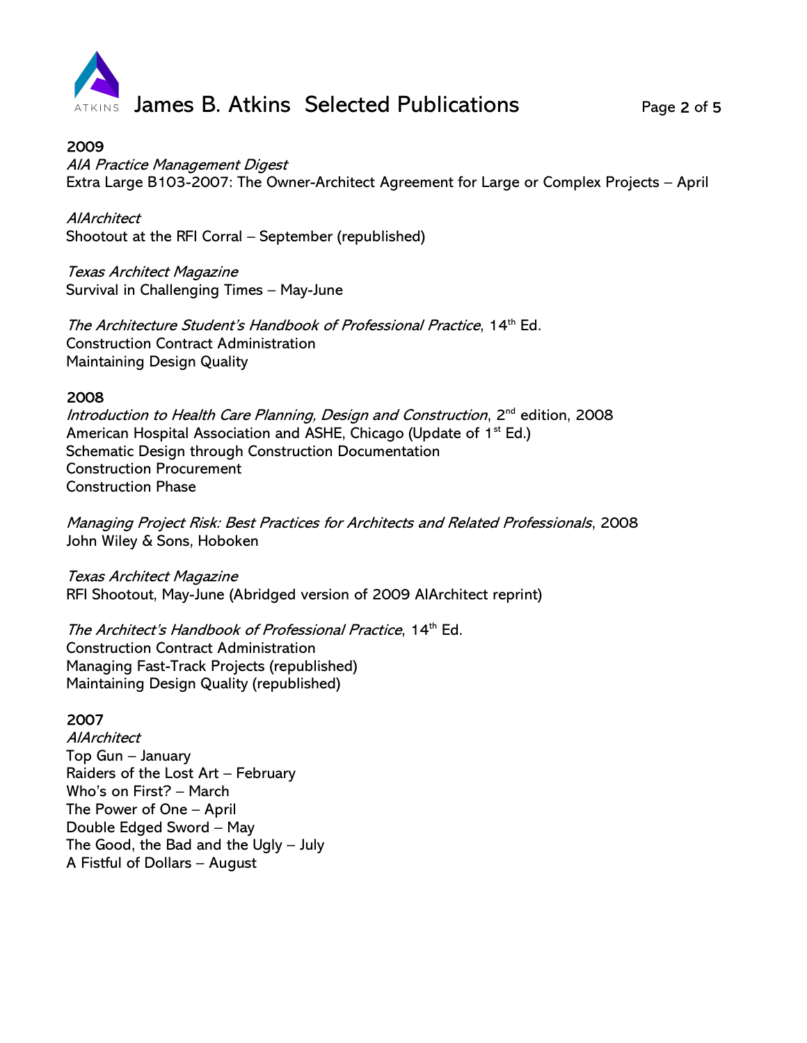## 2009

*AIA Practice Management Digest*
Extra Large B103-2007: The Owner-Architect Agreement for Large or Complex Projects – April

*AIArchitect*
Shootout at the RFI Corral – September (republished)

*Texas Architect Magazine*
Survival in Challenging Times – May-June

*The Architecture Student's Handbook of Professional Practice*, 14th Ed.
Construction Contract Administration
Maintaining Design Quality

## 2008

*Introduction to Health Care Planning, Design and Construction*, 2nd edition, 2008
American Hospital Association and ASHE, Chicago (Update of 1st Ed.)
Schematic Design through Construction Documentation
Construction Procurement
Construction Phase

*Managing Project Risk: Best Practices for Architects and Related Professionals*, 2008
John Wiley & Sons, Hoboken

*Texas Architect Magazine*
RFI Shootout, May-June (Abridged version of 2009 AIArchitect reprint)

*The Architect's Handbook of Professional Practice*, 14th Ed.
Construction Contract Administration
Managing Fast-Track Projects (republished)
Maintaining Design Quality (republished)

## 2007

*AIArchitect*
Top Gun – January
Raiders of the Lost Art – February
Who's on First? – March
The Power of One – April
Double Edged Sword – May
The Good, the Bad and the Ugly – July
A Fistful of Dollars – August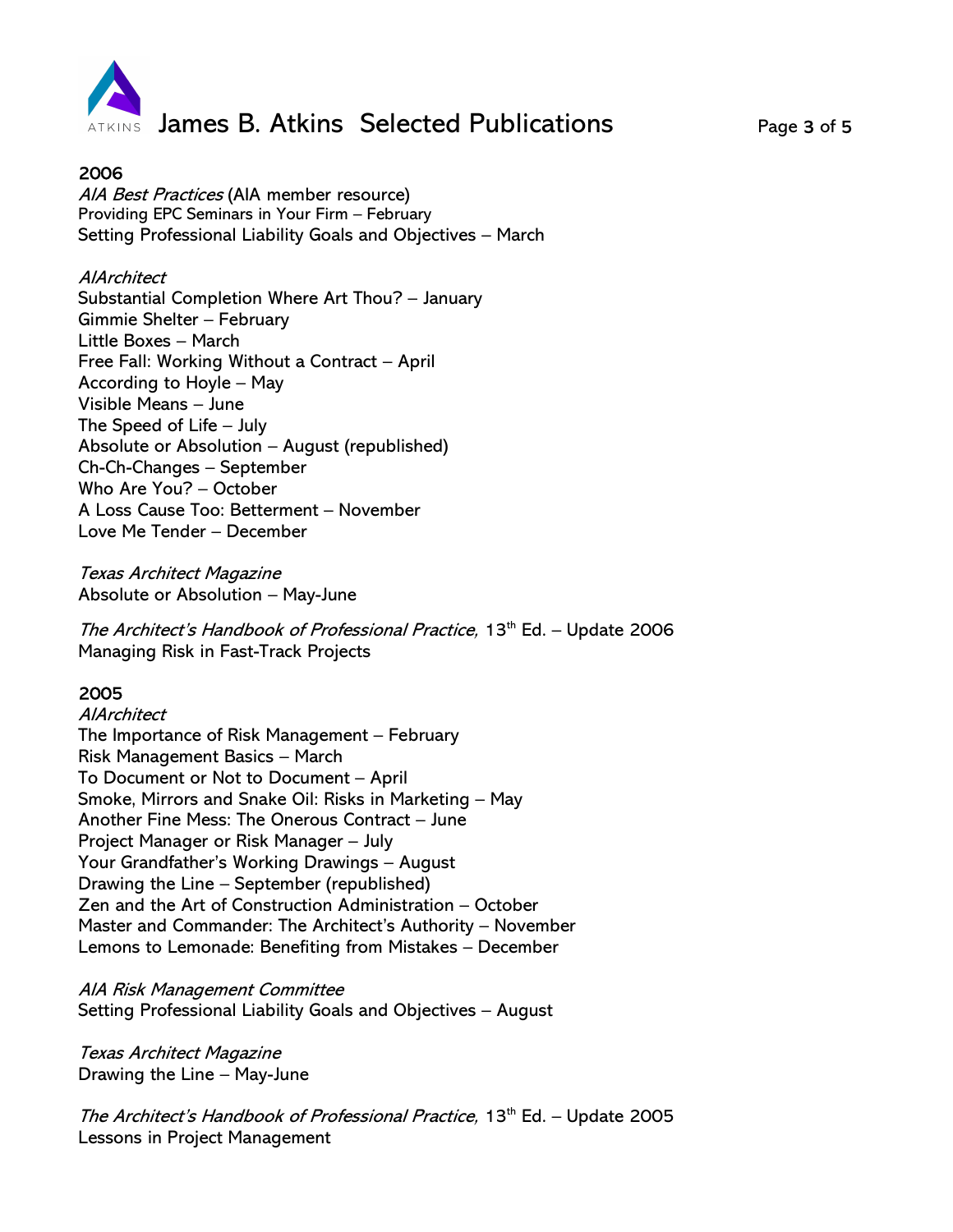## 2006

*AIA Best Practices* (AIA member resource)
Providing EPC Seminars in Your Firm – February
Setting Professional Liability Goals and Objectives – March

*AIArchitect*
Substantial Completion Where Art Thou? – January
Gimmie Shelter – February
Little Boxes – March
Free Fall: Working Without a Contract – April
According to Hoyle – May
Visible Means – June
The Speed of Life – July
Absolute or Absolution – August (republished)
Ch-Ch-Changes – September
Who Are You? – October
A Loss Cause Too: Betterment – November
Love Me Tender – December

*Texas Architect Magazine*
Absolute or Absolution – May-June

*The Architect's Handbook of Professional Practice,* 13th Ed. – Update 2006
Managing Risk in Fast-Track Projects

## 2005

*AIArchitect*
The Importance of Risk Management – February
Risk Management Basics – March
To Document or Not to Document – April
Smoke, Mirrors and Snake Oil: Risks in Marketing – May
Another Fine Mess: The Onerous Contract – June
Project Manager or Risk Manager – July
Your Grandfather's Working Drawings – August
Drawing the Line – September (republished)
Zen and the Art of Construction Administration – October
Master and Commander: The Architect's Authority – November
Lemons to Lemonade: Benefiting from Mistakes – December

*AIA Risk Management Committee*
Setting Professional Liability Goals and Objectives – August

*Texas Architect Magazine*
Drawing the Line – May-June

*The Architect's Handbook of Professional Practice,* 13th Ed. – Update 2005
Lessons in Project Management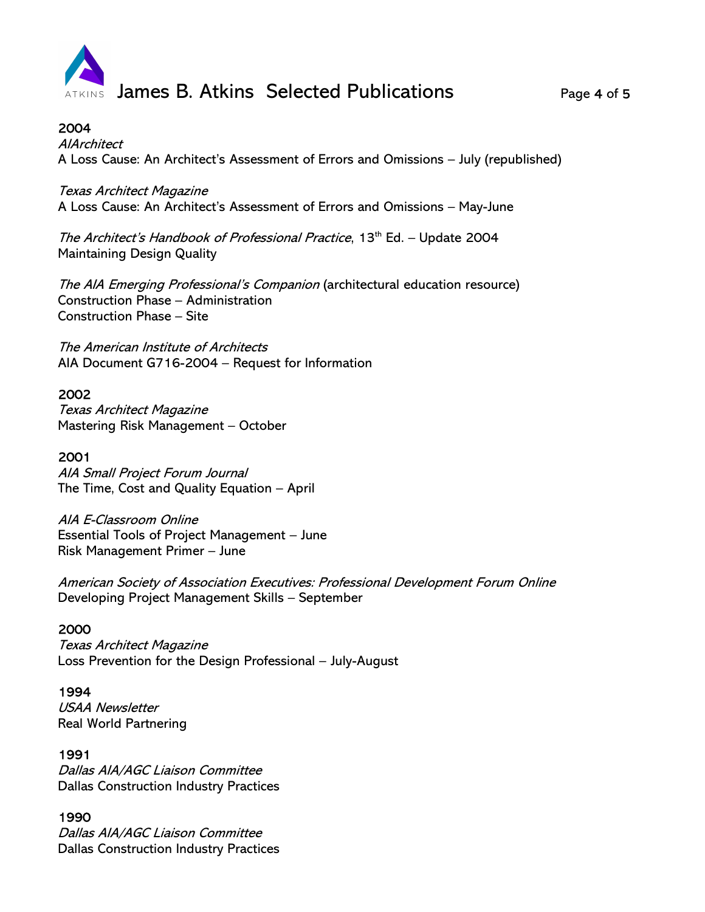**2004**

*AIArchitect*
A Loss Cause: An Architect's Assessment of Errors and Omissions – July (republished)

*Texas Architect Magazine*
A Loss Cause: An Architect's Assessment of Errors and Omissions – May-June

*The Architect's Handbook of Professional Practice*, 13th Ed. – Update 2004
Maintaining Design Quality

*The AIA Emerging Professional's Companion* (architectural education resource)
Construction Phase – Administration
Construction Phase – Site

*The American Institute of Architects*
AIA Document G716-2004 – Request for Information

**2002**

*Texas Architect Magazine*
Mastering Risk Management – October

**2001**

*AIA Small Project Forum Journal*
The Time, Cost and Quality Equation – April

*AIA E-Classroom Online*
Essential Tools of Project Management – June
Risk Management Primer – June

*American Society of Association Executives: Professional Development Forum Online*
Developing Project Management Skills – September

**2000**

*Texas Architect Magazine*
Loss Prevention for the Design Professional – July-August

**1994**

*USAA Newsletter*
Real World Partnering

**1991**

*Dallas AIA/AGC Liaison Committee*
Dallas Construction Industry Practices

**1990**

*Dallas AIA/AGC Liaison Committee*
Dallas Construction Industry Practices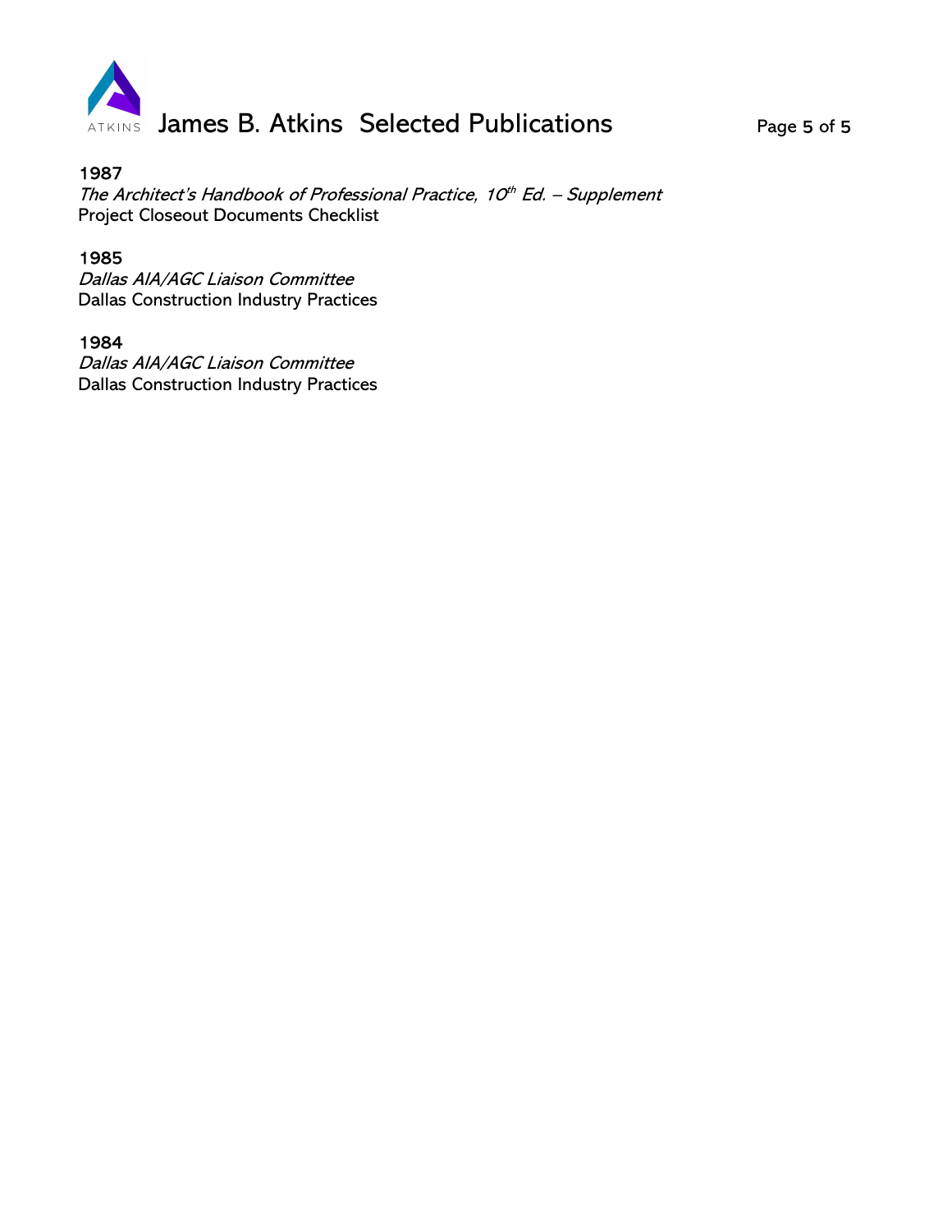**1987**
*The Architect's Handbook of Professional Practice, 10th Ed. – Supplement*
Project Closeout Documents Checklist

**1985**
*Dallas AIA/AGC Liaison Committee*
Dallas Construction Industry Practices

**1984**
*Dallas AIA/AGC Liaison Committee*
Dallas Construction Industry Practices